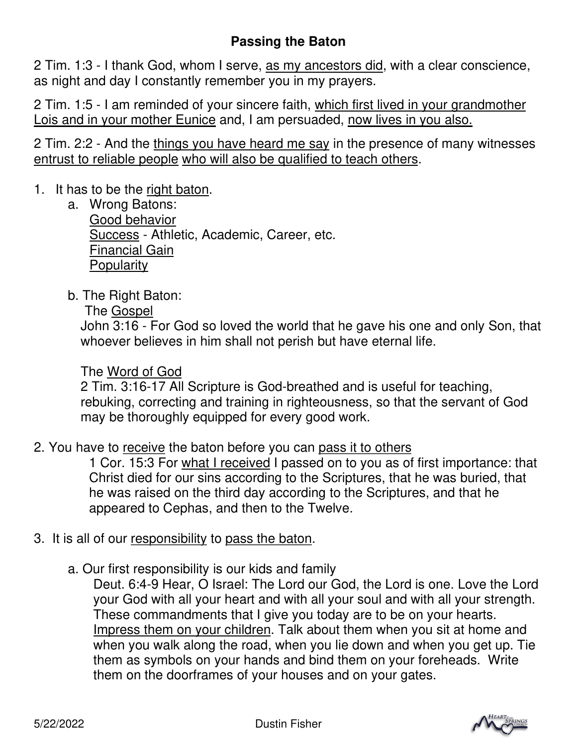# Passing the Baton

2 Tim. 1:3 - I thank God, whom I serve, <u>as my ancestors did</u>, with a clear conscience, as night and day I constantly remember you in my prayers.

2 Tim. 1:5 - I am reminded of your sincere faith, <u>which first lived in your grandmother Lois and in your mother Eunice</u> and, I am persuaded, <u>now lives in you also.</u>

2 Tim. 2:2 - And the <u>things you have heard me say</u> in the presence of many witnesses <u>entrust to reliable people</u> <u>who will also be qualified to teach others</u>.

1. It has to be the <u>right baton</u>.
   a. Wrong Batons:
      <u>Good behavior</u>
      <u>Success</u> - Athletic, Academic, Career, etc.
      <u>Financial Gain</u>
      <u>Popularity</u>

   b. The Right Baton:
      The <u>Gospel</u>
      John 3:16 - For God so loved the world that he gave his one and only Son, that whoever believes in him shall not perish but have eternal life.

      The <u>Word of God</u>
      2 Tim. 3:16-17 All Scripture is God-breathed and is useful for teaching, rebuking, correcting and training in righteousness, so that the servant of God may be thoroughly equipped for every good work.

2. You have to <u>receive</u> the baton before you can <u>pass it to others</u>
   1 Cor. 15:3 For <u>what I received</u> I passed on to you as of first importance: that Christ died for our sins according to the Scriptures, that he was buried, that he was raised on the third day according to the Scriptures, and that he appeared to Cephas, and then to the Twelve.

3. It is all of our <u>responsibility</u> to <u>pass the baton</u>.

   a. Our first responsibility is our kids and family
      Deut. 6:4-9 Hear, O Israel: The Lord our God, the Lord is one. Love the Lord your God with all your heart and with all your soul and with all your strength. These commandments that I give you today are to be on your hearts. <u>Impress them on your children</u>. Talk about them when you sit at home and when you walk along the road, when you lie down and when you get up. Tie them as symbols on your hands and bind them on your foreheads. Write them on the doorframes of your houses and on your gates.

5/22/2022 Dustin Fisher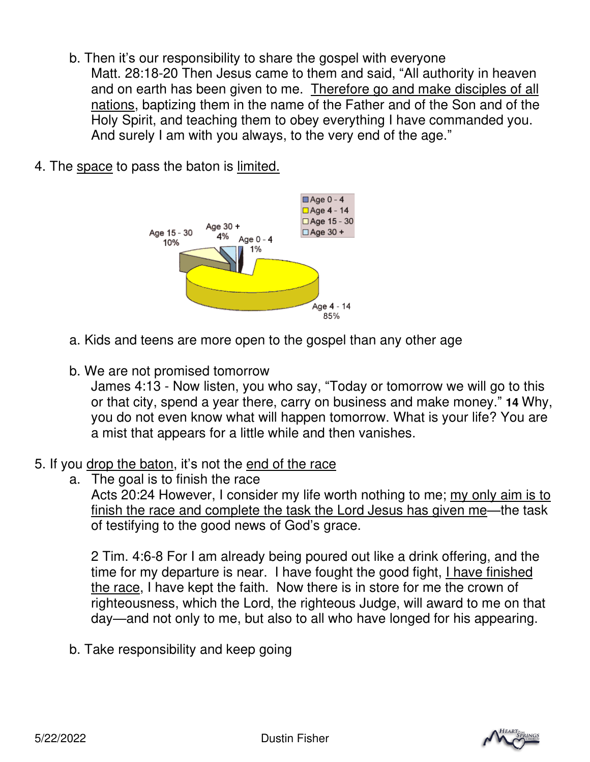b. Then it's our responsibility to share the gospel with everyone

Matt. 28:18-20 Then Jesus came to them and said, "All authority in heaven and on earth has been given to me. Therefore go and make disciples of all nations, baptizing them in the name of the Father and of the Son and of the Holy Spirit, and teaching them to obey everything I have commanded you. And surely I am with you always, to the very end of the age."

4. The space to pass the baton is limited.

Age 0 - 4
Age 4 - 14
Age 15 - 30
Age 30 +

Age 15 - 30
10%

Age 30 +
4%

Age 0 - 4
1%

Age 4 - 14
85%

a. Kids and teens are more open to the gospel than any other age

b. We are not promised tomorrow

James 4:13 - Now listen, you who say, "Today or tomorrow we will go to this or that city, spend a year there, carry on business and make money." **14** Why, you do not even know what will happen tomorrow. What is your life? You are a mist that appears for a little while and then vanishes.

5. If you drop the baton, it's not the end of the race

a. The goal is to finish the race

Acts 20:24 However, I consider my life worth nothing to me; my only aim is to finish the race and complete the task the Lord Jesus has given me—the task of testifying to the good news of God's grace.

2 Tim. 4:6-8 For I am already being poured out like a drink offering, and the time for my departure is near. I have fought the good fight, I have finished the race, I have kept the faith. Now there is in store for me the crown of righteousness, which the Lord, the righteous Judge, will award to me on that day—and not only to me, but also to all who have longed for his appearing.

b. Take responsibility and keep going